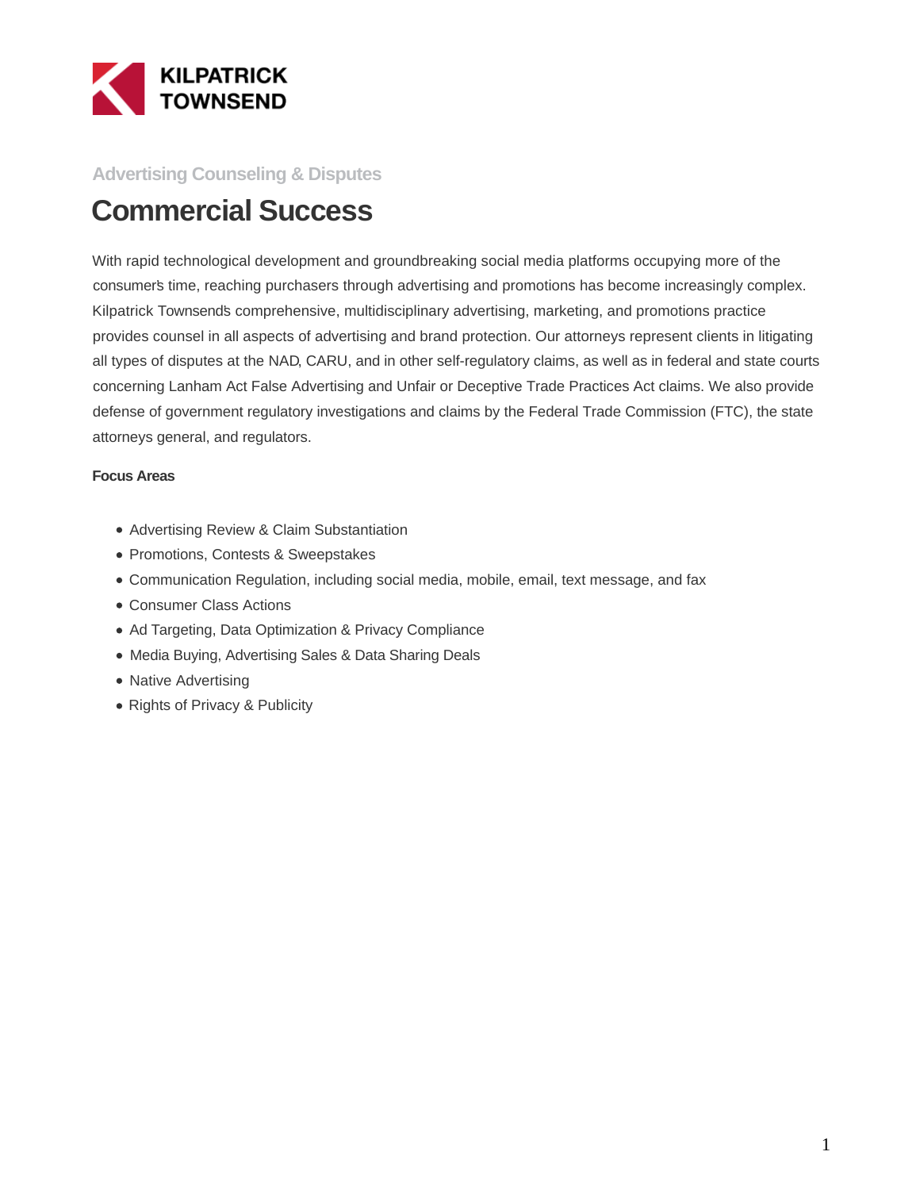KILPATRICK TOWNSEND

Advertising Counseling & Disputes

# Commercial Success

With rapid technological development and groundbreaking social media platforms occupying more of the consumer's time, reaching purchasers through advertising and promotions has become increasingly complex. Kilpatrick Townsend's comprehensive, multidisciplinary advertising, marketing, and promotions practice provides counsel in all aspects of advertising and brand protection. Our attorneys represent clients in litigating all types of disputes at the NAD, CARU, and in other self-regulatory claims, as well as in federal and state courts concerning Lanham Act False Advertising and Unfair or Deceptive Trade Practices Act claims. We also provide defense of government regulatory investigations and claims by the Federal Trade Commission (FTC), the state attorneys general, and regulators.

**Focus Areas**

- Advertising Review & Claim Substantiation
- Promotions, Contests & Sweepstakes
- Communication Regulation, including social media, mobile, email, text message, and fax
- Consumer Class Actions
- Ad Targeting, Data Optimization & Privacy Compliance
- Media Buying, Advertising Sales & Data Sharing Deals
- Native Advertising
- Rights of Privacy & Publicity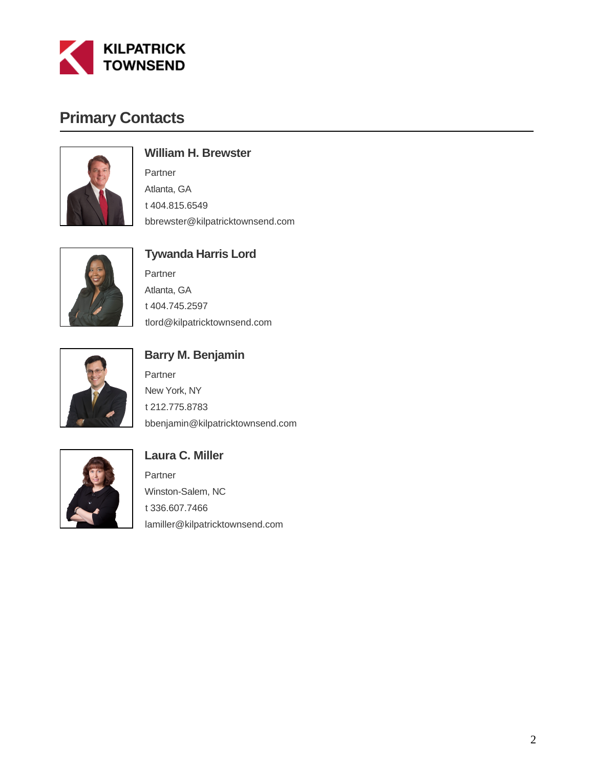## Primary Contacts

### William H. Brewster

Partner

Atlanta, GA

t 404.815.6549

bbrewster@kilpatricktownsend.com

### Tywanda Harris Lord

Partner

Atlanta, GA

t 404.745.2597

tlord@kilpatricktownsend.com

### Barry M. Benjamin

Partner

New York, NY

t 212.775.8783

bbenjamin@kilpatricktownsend.com

### Laura C. Miller

Partner

Winston-Salem, NC

t 336.607.7466

lamiller@kilpatricktownsend.com